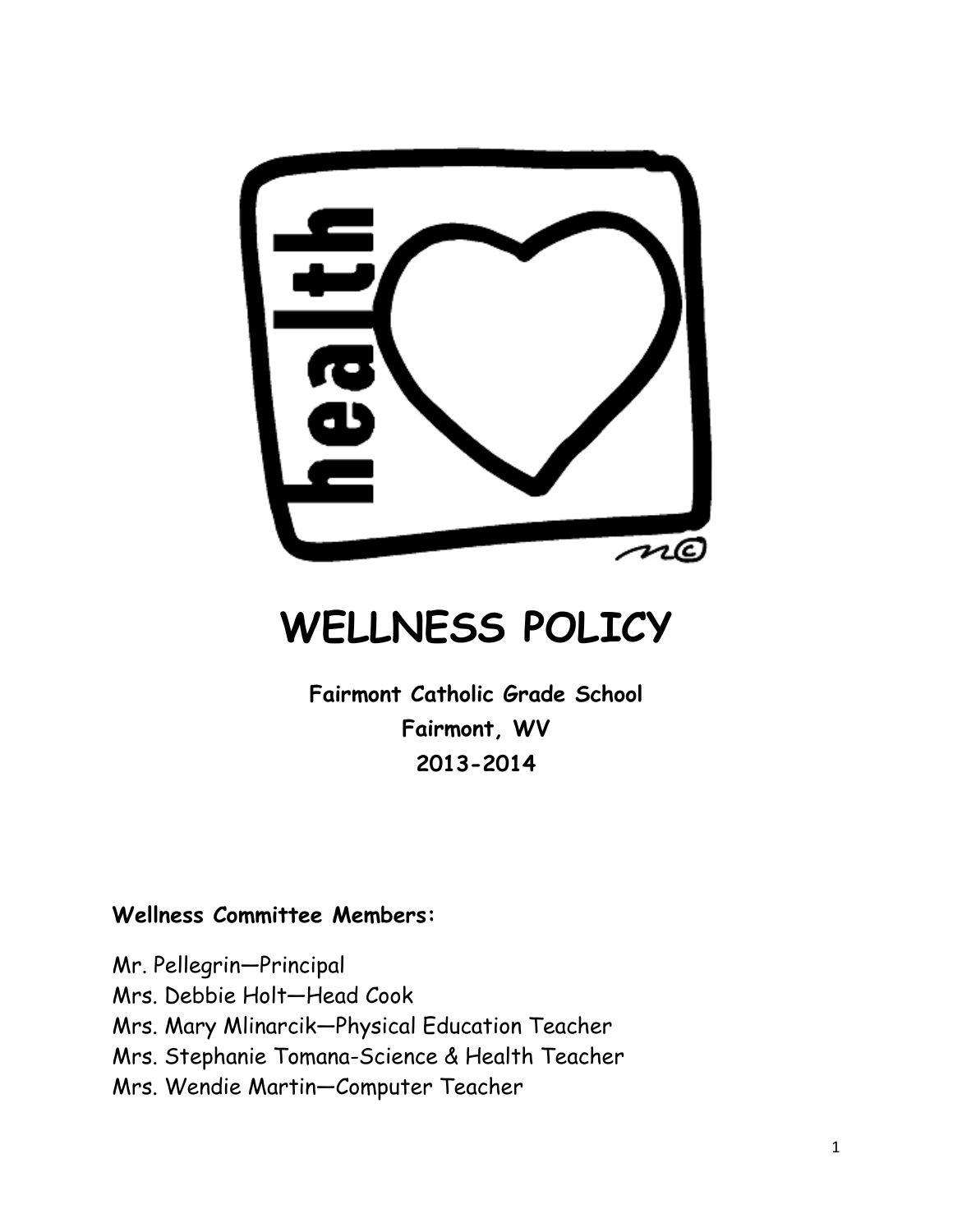# WELLNESS POLICY

**Fairmont Catholic Grade School**
**Fairmont, WV**
**2013-2014**

**Wellness Committee Members:**

Mr. Pellegrin—Principal
Mrs. Debbie Holt—Head Cook
Mrs. Mary Mlinarcik—Physical Education Teacher
Mrs. Stephanie Tomana-Science & Health Teacher
Mrs. Wendie Martin—Computer Teacher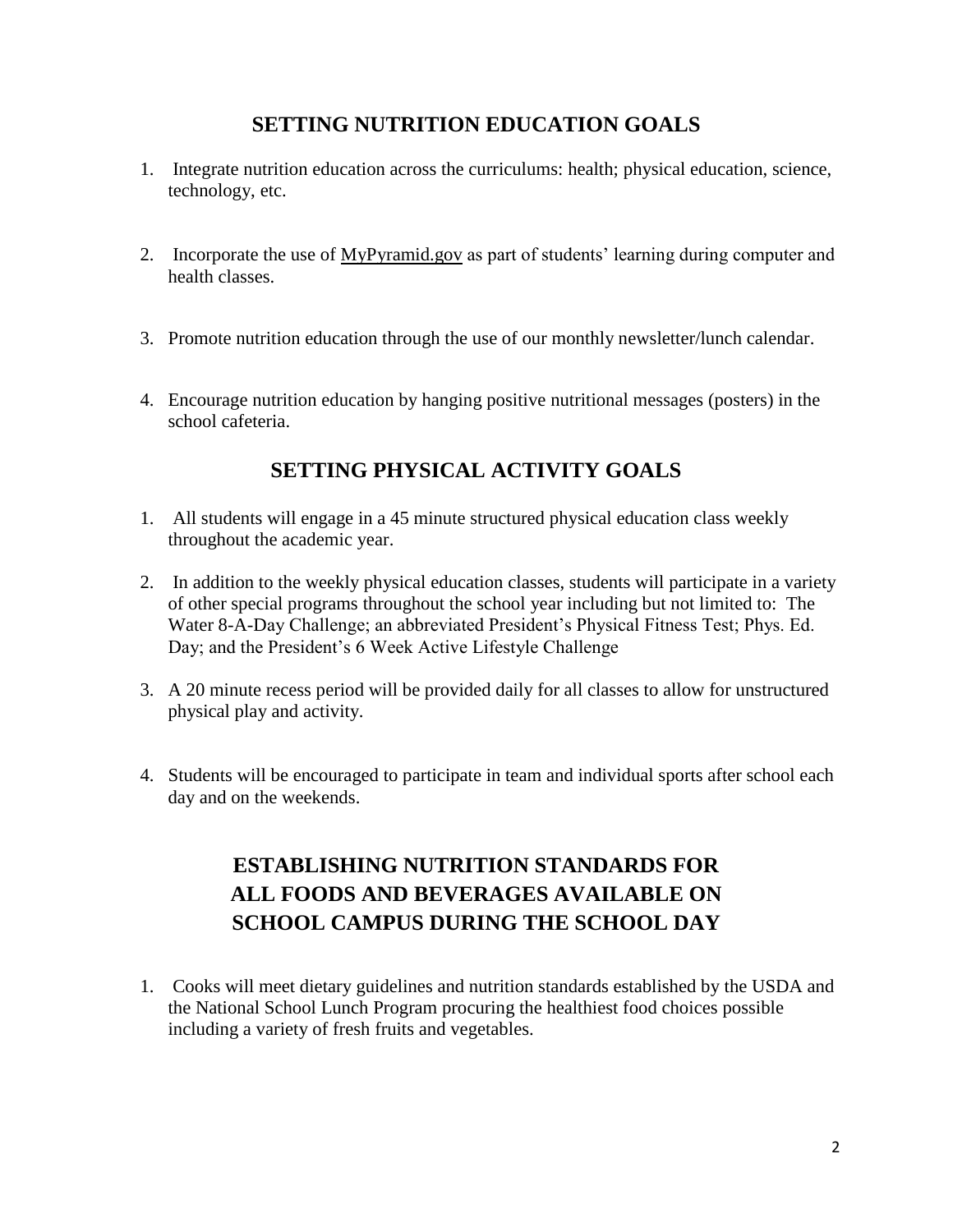## SETTING NUTRITION EDUCATION GOALS

1. Integrate nutrition education across the curriculums: health; physical education, science, technology, etc.

2. Incorporate the use of MyPyramid.gov as part of students' learning during computer and health classes.

3. Promote nutrition education through the use of our monthly newsletter/lunch calendar.

4. Encourage nutrition education by hanging positive nutritional messages (posters) in the school cafeteria.

## SETTING PHYSICAL ACTIVITY GOALS

1. All students will engage in a 45 minute structured physical education class weekly throughout the academic year.

2. In addition to the weekly physical education classes, students will participate in a variety of other special programs throughout the school year including but not limited to: The Water 8-A-Day Challenge; an abbreviated President's Physical Fitness Test; Phys. Ed. Day; and the President's 6 Week Active Lifestyle Challenge

3. A 20 minute recess period will be provided daily for all classes to allow for unstructured physical play and activity.

4. Students will be encouraged to participate in team and individual sports after school each day and on the weekends.

## ESTABLISHING NUTRITION STANDARDS FOR ALL FOODS AND BEVERAGES AVAILABLE ON SCHOOL CAMPUS DURING THE SCHOOL DAY

1. Cooks will meet dietary guidelines and nutrition standards established by the USDA and the National School Lunch Program procuring the healthiest food choices possible including a variety of fresh fruits and vegetables.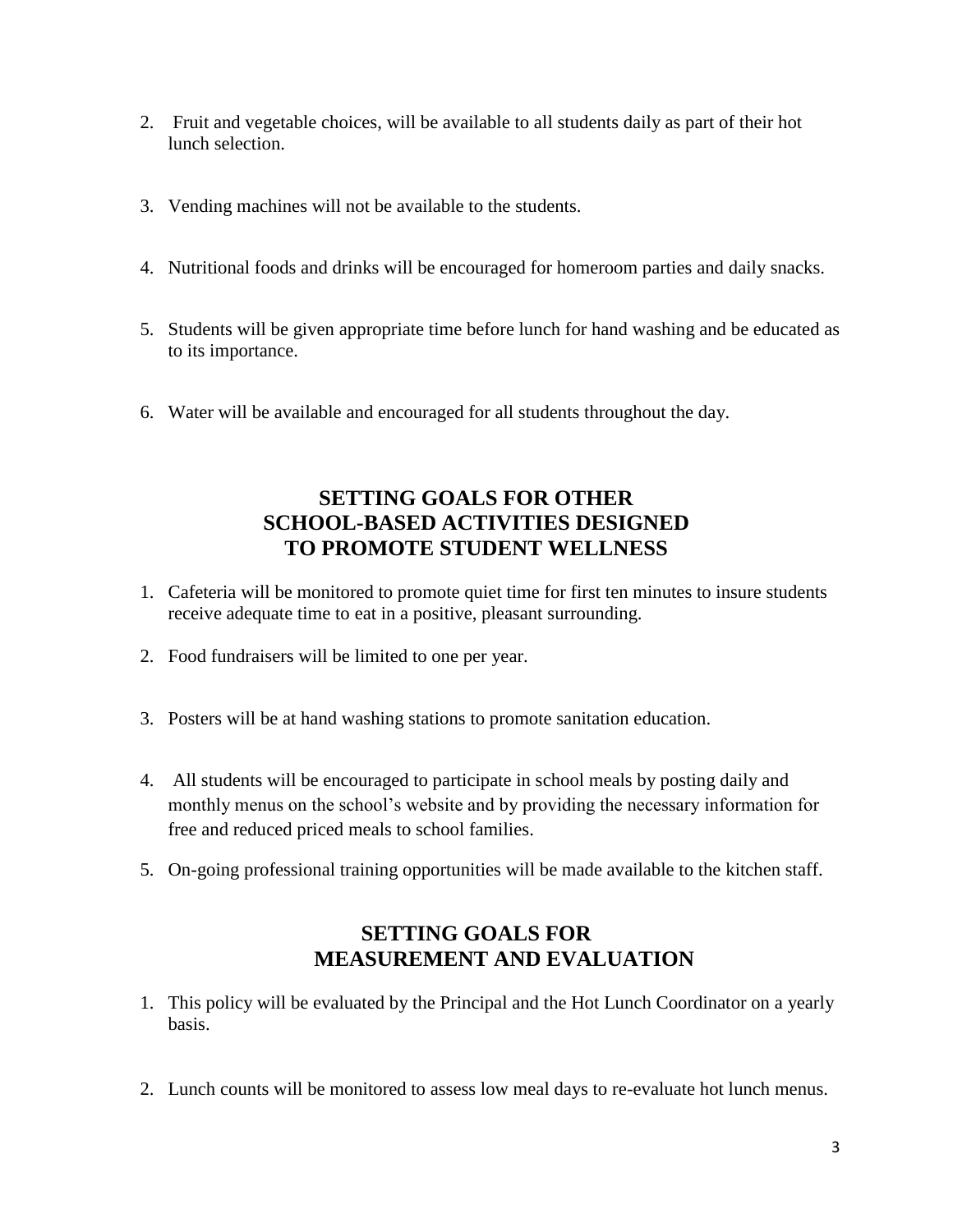2. Fruit and vegetable choices, will be available to all students daily as part of their hot lunch selection.

3. Vending machines will not be available to the students.

4. Nutritional foods and drinks will be encouraged for homeroom parties and daily snacks.

5. Students will be given appropriate time before lunch for hand washing and be educated as to its importance.

6. Water will be available and encouraged for all students throughout the day.

## SETTING GOALS FOR OTHER SCHOOL-BASED ACTIVITIES DESIGNED TO PROMOTE STUDENT WELLNESS

1. Cafeteria will be monitored to promote quiet time for first ten minutes to insure students receive adequate time to eat in a positive, pleasant surrounding.

2. Food fundraisers will be limited to one per year.

3. Posters will be at hand washing stations to promote sanitation education.

4. All students will be encouraged to participate in school meals by posting daily and monthly menus on the school's website and by providing the necessary information for free and reduced priced meals to school families.

5. On-going professional training opportunities will be made available to the kitchen staff.

## SETTING GOALS FOR MEASUREMENT AND EVALUATION

1. This policy will be evaluated by the Principal and the Hot Lunch Coordinator on a yearly basis.

2. Lunch counts will be monitored to assess low meal days to re-evaluate hot lunch menus.